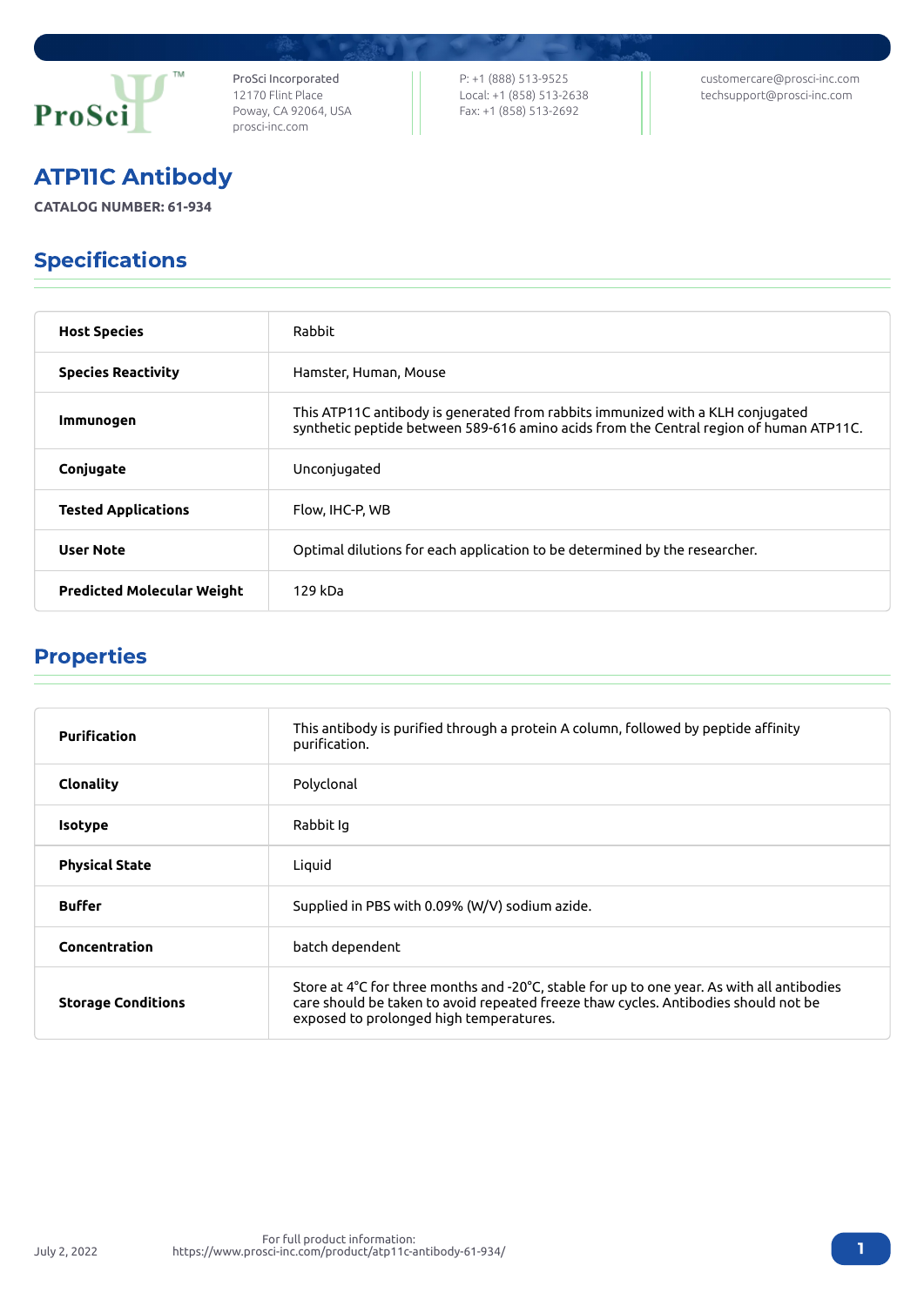ProSci Incorporated
12170 Flint Place
Poway, CA 92064, USA
prosci-inc.com

P: +1 (888) 513-9525
Local: +1 (858) 513-2638
Fax: +1 (858) 513-2692

customercare@prosci-inc.com
techsupport@prosci-inc.com

# ATP11C Antibody

**CATALOG NUMBER: 61-934**

## Specifications

| | |
|---|---|
| **Host Species** | Rabbit |
| **Species Reactivity** | Hamster, Human, Mouse |
| **Immunogen** | This ATP11C antibody is generated from rabbits immunized with a KLH conjugated synthetic peptide between 589-616 amino acids from the Central region of human ATP11C. |
| **Conjugate** | Unconjugated |
| **Tested Applications** | Flow, IHC-P, WB |
| **User Note** | Optimal dilutions for each application to be determined by the researcher. |
| **Predicted Molecular Weight** | 129 kDa |

## Properties

| | |
|---|---|
| **Purification** | This antibody is purified through a protein A column, followed by peptide affinity purification. |
| **Clonality** | Polyclonal |
| **Isotype** | Rabbit Ig |
| **Physical State** | Liquid |
| **Buffer** | Supplied in PBS with 0.09% (W/V) sodium azide. |
| **Concentration** | batch dependent |
| **Storage Conditions** | Store at 4˚C for three months and -20˚C, stable for up to one year. As with all antibodies care should be taken to avoid repeated freeze thaw cycles. Antibodies should not be exposed to prolonged high temperatures. |

July 2, 2022

For full product information:
https://www.prosci-inc.com/product/atp11c-antibody-61-934/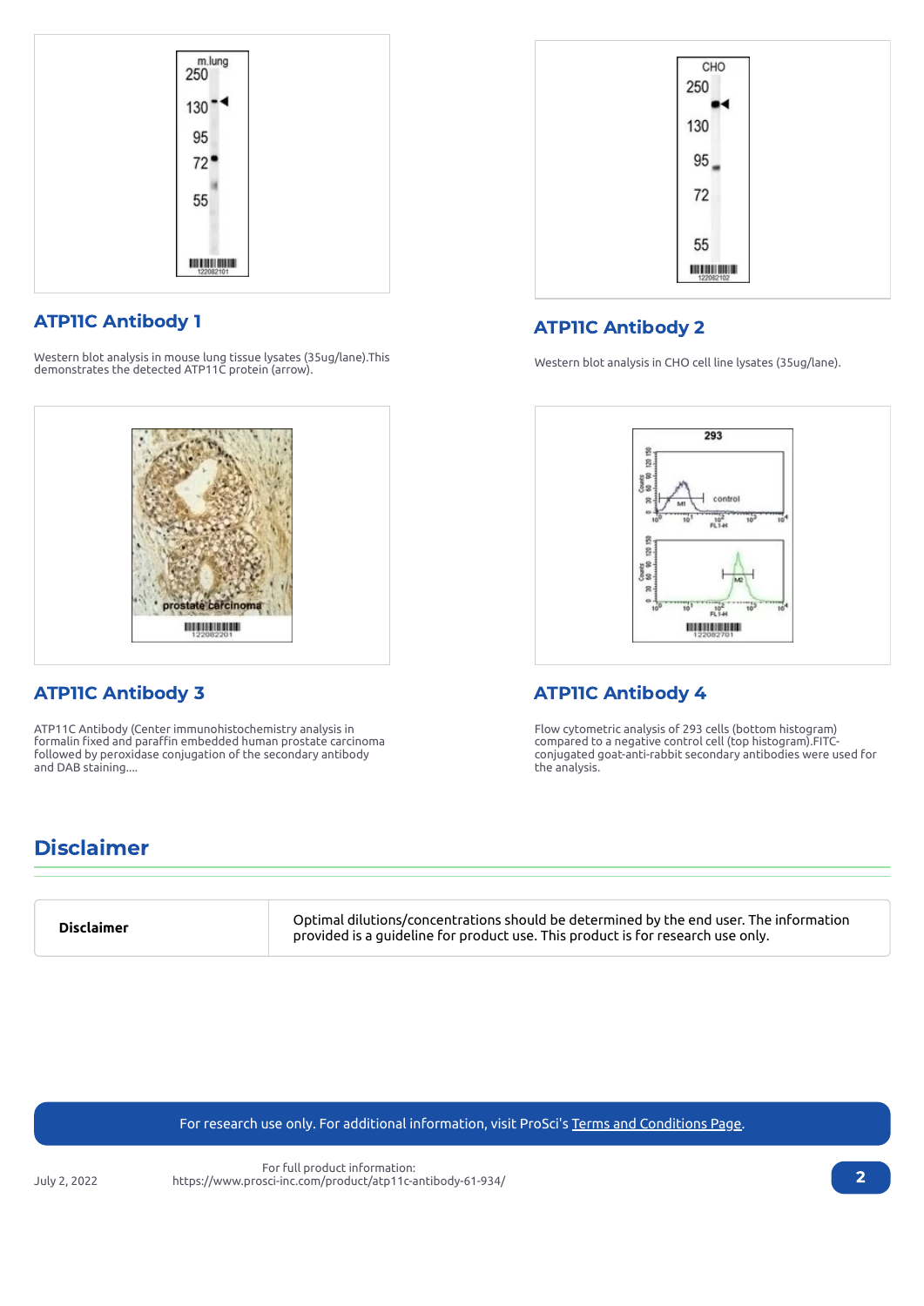### ATP11C Antibody 1

Western blot analysis in mouse lung tissue lysates (35ug/lane).This demonstrates the detected ATP11C protein (arrow).

### ATP11C Antibody 2

Western blot analysis in CHO cell line lysates (35ug/lane).

### ATP11C Antibody 3

ATP11C Antibody (Center immunohistochemistry analysis in formalin fixed and paraffin embedded human prostate carcinoma followed by peroxidase conjugation of the secondary antibody and DAB staining....

### ATP11C Antibody 4

Flow cytometric analysis of 293 cells (bottom histogram) compared to a negative control cell (top histogram).FITC-conjugated goat-anti-rabbit secondary antibodies were used for the analysis.

## Disclaimer

| | |
|---|---|
| **Disclaimer** | Optimal dilutions/concentrations should be determined by the end user. The information provided is a guideline for product use. This product is for research use only. |

For research use only. For additional information, visit ProSci's Terms and Conditions Page.

July 2, 2022

For full product information:
https://www.prosci-inc.com/product/atp11c-antibody-61-934/